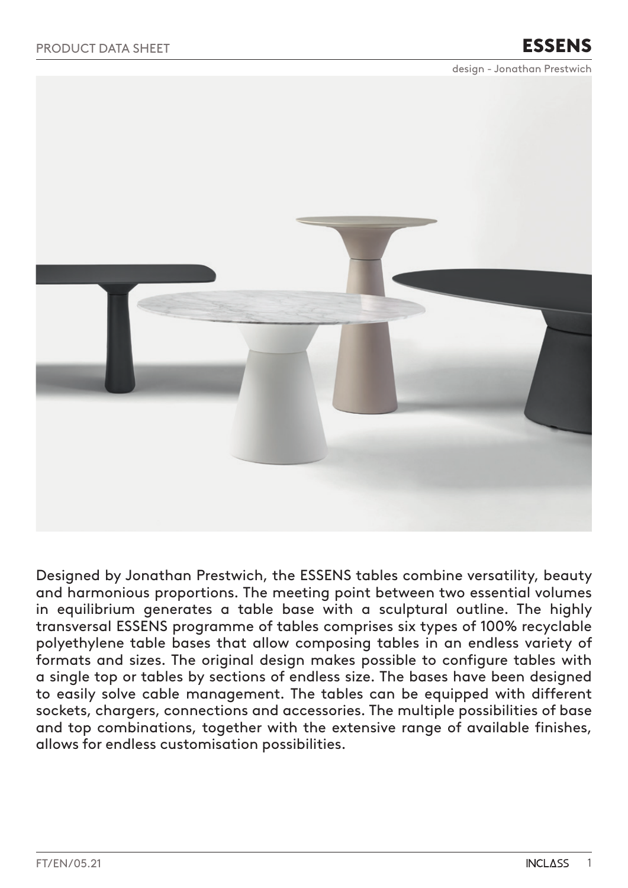PRODUCT DATA SHEET

# ESSENS

design - Jonathan Prestwich

Designed by Jonathan Prestwich, the ESSENS tables combine versatility, beauty and harmonious proportions. The meeting point between two essential volumes in equilibrium generates a table base with a sculptural outline. The highly transversal ESSENS programme of tables comprises six types of 100% recyclable polyethylene table bases that allow composing tables in an endless variety of formats and sizes. The original design makes possible to configure tables with a single top or tables by sections of endless size. The bases have been designed to easily solve cable management. The tables can be equipped with different sockets, chargers, connections and accessories. The multiple possibilities of base and top combinations, together with the extensive range of available finishes, allows for endless customisation possibilities.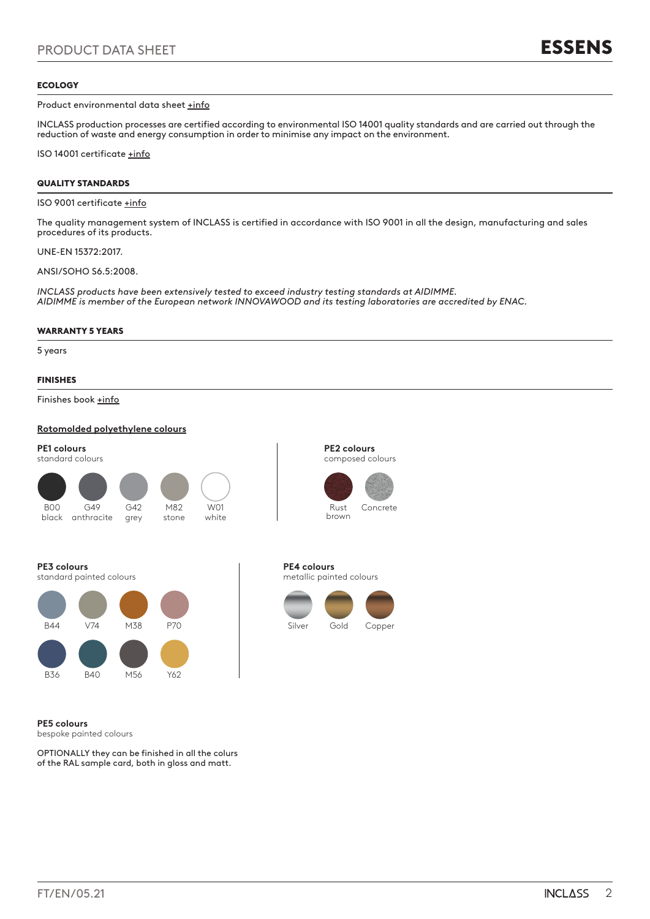## ECOLOGY

Product environmental data sheet +info

INCLASS production processes are certified according to environmental ISO 14001 quality standards and are carried out through the reduction of waste and energy consumption in order to minimise any impact on the environment.

ISO 14001 certificate +info

## QUALITY STANDARDS

ISO 9001 certificate +info

The quality management system of INCLASS is certified in accordance with ISO 9001 in all the design, manufacturing and sales procedures of its products.

UNE-EN 15372:2017.

ANSI/SOHO S6.5:2008.

*INCLASS products have been extensively tested to exceed industry testing standards at AIDIMME.*
*AIDIMME is member of the European network INNOVAWOOD and its testing laboratories are accredited by ENAC.*

## WARRANTY 5 YEARS

5 years

## FINISHES

Finishes book +info

**Rotomolded polyethylene colours**

**PE1 colours**
standard colours

B00 black, G49 anthracite, G42 grey, M82 stone, W01 white

**PE2 colours**
composed colours

Rust brown, Concrete

**PE3 colours**
standard painted colours

B44, V74, M38, P70, B36, B40, M56, Y62

**PE4 colours**
metallic painted colours

Silver, Gold, Copper

**PE5 colours**
bespoke painted colours

OPTIONALLY they can be finished in all the colurs of the RAL sample card, both in gloss and matt.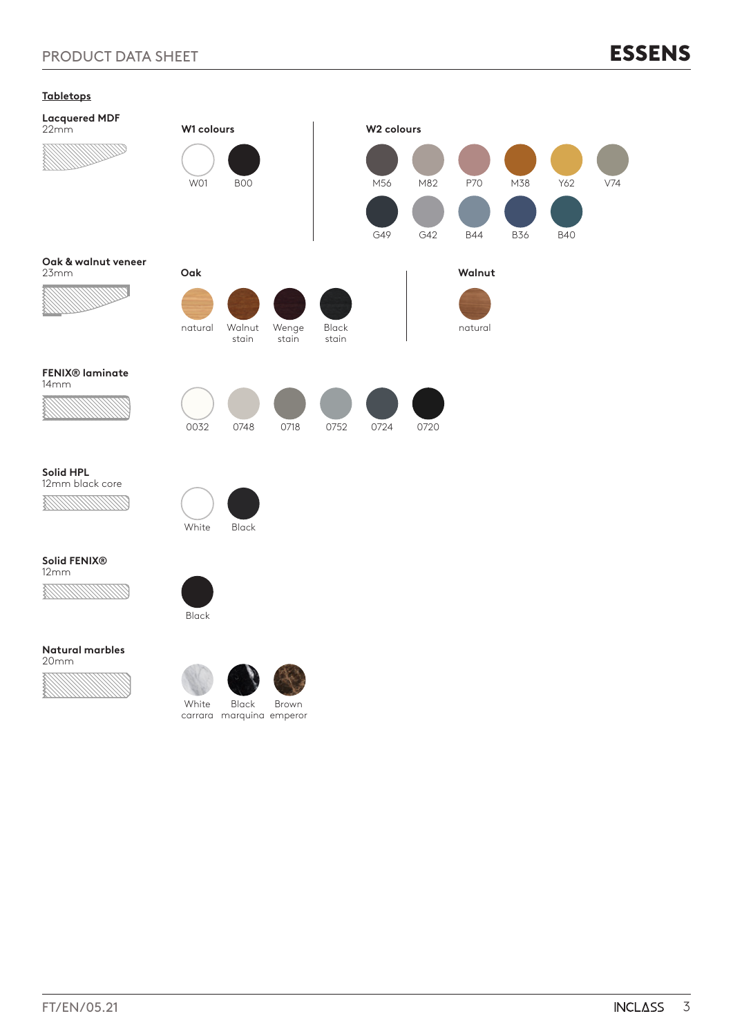## Tabletops

**Lacquered MDF**
22mm

**W1 colours**

W01, B00

**W2 colours**

M56, M82, P70, M38, Y62, V74

G49, G42, B44, B36, B40

**Oak & walnut veneer**
23mm

**Oak**

natural, Walnut stain, Wenge stain, Black stain

**Walnut**

natural

**FENIX® laminate**
14mm

0032, 0748, 0718, 0752, 0724, 0720

**Solid HPL**
12mm black core

White, Black

**Solid FENIX®**
12mm

Black

**Natural marbles**
20mm

White carrara, Black marquina, Brown emperor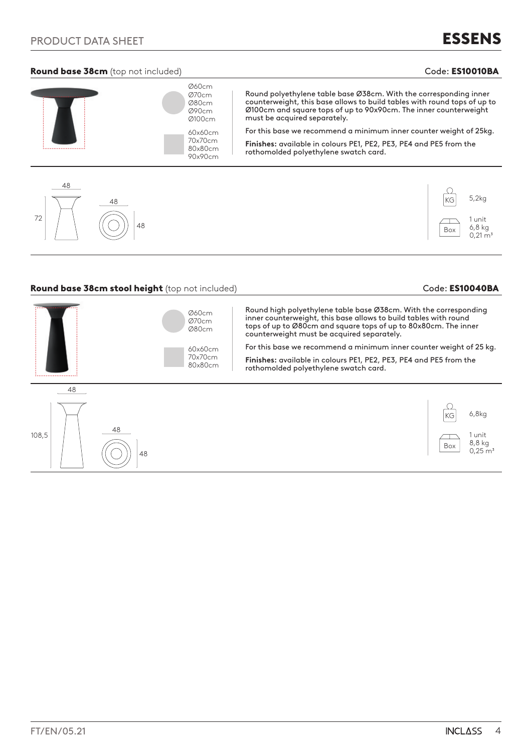## Round base 38cm (top not included)

Code: **ES10010BA**

Ø60cm
Ø70cm
Ø80cm
Ø90cm
Ø100cm

60x60cm
70x70cm
80x80cm
90x90cm

Round polyethylene table base Ø38cm. With the corresponding inner counterweight, this base allows to build tables with round tops of up to Ø100cm and square tops of up to 90x90cm. The inner counterweight must be acquired separately.

For this base we recommend a minimum inner counter weight of 25kg.

**Finishes:** available in colours PE1, PE2, PE3, PE4 and PE5 from the rothomolded polyethylene swatch card.

48

72

48

48

KG 5,2kg

Box 1 unit
6,8 kg
0,21 m³

## Round base 38cm stool height (top not included)

Code: **ES10040BA**

Ø60cm
Ø70cm
Ø80cm

60x60cm
70x70cm
80x80cm

Round high polyethylene table base Ø38cm. With the corresponding inner counterweight, this base allows to build tables with round tops of up to Ø80cm and square tops of up to 80x80cm. The inner counterweight must be acquired separately.

For this base we recommend a minimum inner counter weight of 25 kg.

**Finishes:** available in colours PE1, PE2, PE3, PE4 and PE5 from the rothomolded polyethylene swatch card.

48

108,5

48

48

KG 6,8kg

Box 1 unit
8,8 kg
0,25 m³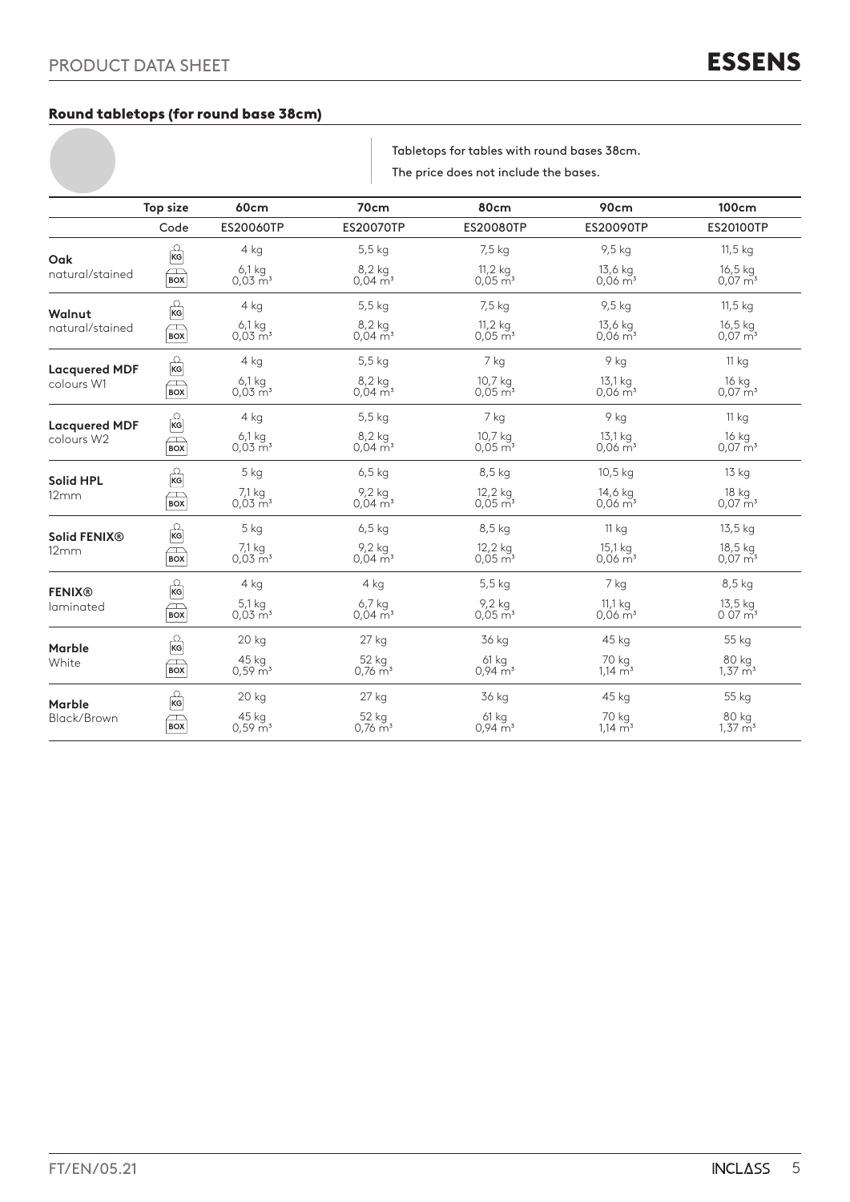## Round tabletops (for round base 38cm)

Tabletops for tables with round bases 38cm.

The price does not include the bases.

| | Top size | 60cm | 70cm | 80cm | 90cm | 100cm |
|---|---|---|---|---|---|---|
| | Code | ES20060TP | ES20070TP | ES20080TP | ES20090TP | ES20100TP |
| **Oak** natural/stained | KG | 4 kg | 5,5 kg | 7,5 kg | 9,5 kg | 11,5 kg |
| | BOX | 6,1 kg 0,03 m³ | 8,2 kg 0,04 m³ | 11,2 kg 0,05 m³ | 13,6 kg 0,06 m³ | 16,5 kg 0,07 m³ |
| **Walnut** natural/stained | KG | 4 kg | 5,5 kg | 7,5 kg | 9,5 kg | 11,5 kg |
| | BOX | 6,1 kg 0,03 m³ | 8,2 kg 0,04 m³ | 11,2 kg 0,05 m³ | 13,6 kg 0,06 m³ | 16,5 kg 0,07 m³ |
| **Lacquered MDF** colours W1 | KG | 4 kg | 5,5 kg | 7 kg | 9 kg | 11 kg |
| | BOX | 6,1 kg 0,03 m³ | 8,2 kg 0,04 m³ | 10,7 kg 0,05 m³ | 13,1 kg 0,06 m³ | 16 kg 0,07 m³ |
| **Lacquered MDF** colours W2 | KG | 4 kg | 5,5 kg | 7 kg | 9 kg | 11 kg |
| | BOX | 6,1 kg 0,03 m³ | 8,2 kg 0,04 m³ | 10,7 kg 0,05 m³ | 13,1 kg 0,06 m³ | 16 kg 0,07 m³ |
| **Solid HPL** 12mm | KG | 5 kg | 6,5 kg | 8,5 kg | 10,5 kg | 13 kg |
| | BOX | 7,1 kg 0,03 m³ | 9,2 kg 0,04 m³ | 12,2 kg 0,05 m³ | 14,6 kg 0,06 m³ | 18 kg 0,07 m³ |
| **Solid FENIX®** 12mm | KG | 5 kg | 6,5 kg | 8,5 kg | 11 kg | 13,5 kg |
| | BOX | 7,1 kg 0,03 m³ | 9,2 kg 0,04 m³ | 12,2 kg 0,05 m³ | 15,1 kg 0,06 m³ | 18,5 kg 0,07 m³ |
| **FENIX®** laminated | KG | 4 kg | 4 kg | 5,5 kg | 7 kg | 8,5 kg |
| | BOX | 5,1 kg 0,03 m³ | 6,7 kg 0,04 m³ | 9,2 kg 0,05 m³ | 11,1 kg 0,06 m³ | 13,5 kg 0 07 m³ |
| **Marble** White | KG | 20 kg | 27 kg | 36 kg | 45 kg | 55 kg |
| | BOX | 45 kg 0,59 m³ | 52 kg 0,76 m³ | 61 kg 0,94 m³ | 70 kg 1,14 m³ | 80 kg 1,37 m³ |
| **Marble** Black/Brown | KG | 20 kg | 27 kg | 36 kg | 45 kg | 55 kg |
| | BOX | 45 kg 0,59 m³ | 52 kg 0,76 m³ | 61 kg 0,94 m³ | 70 kg 1,14 m³ | 80 kg 1,37 m³ |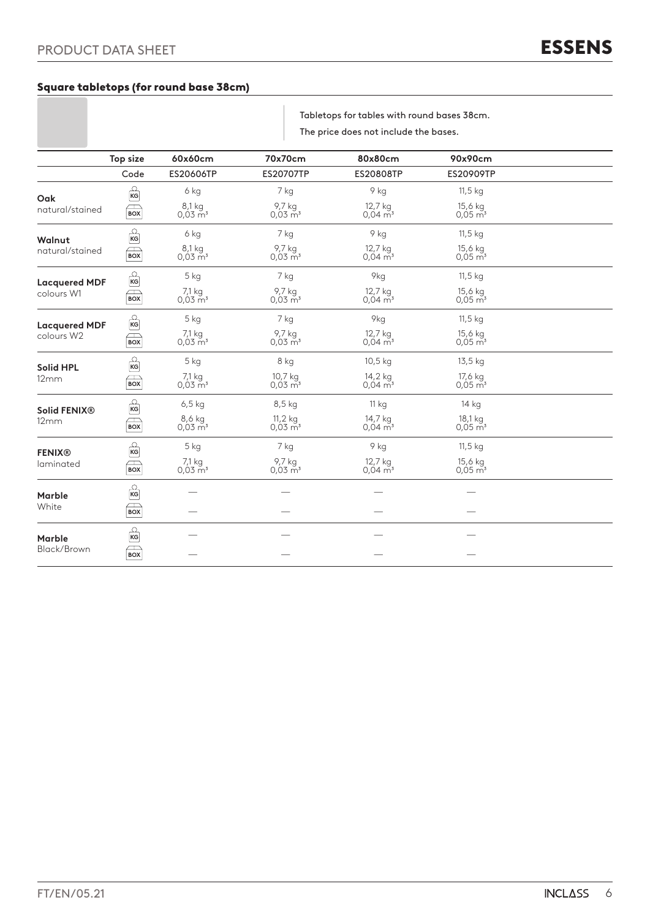## Square tabletops (for round base 38cm)

Tabletops for tables with round bases 38cm.

The price does not include the bases.

| | Top size | 60x60cm | 70x70cm | 80x80cm | 90x90cm |
|---|---|---|---|---|---|
| | Code | ES20606TP | ES20707TP | ES20808TP | ES20909TP |
| **Oak** natural/stained | KG | 6 kg | 7 kg | 9 kg | 11,5 kg |
| | BOX | 8,1 kg 0,03 m³ | 9,7 kg 0,03 m³ | 12,7 kg 0,04 m³ | 15,6 kg 0,05 m³ |
| **Walnut** natural/stained | KG | 6 kg | 7 kg | 9 kg | 11,5 kg |
| | BOX | 8,1 kg 0,03 m³ | 9,7 kg 0,03 m³ | 12,7 kg 0,04 m³ | 15,6 kg 0,05 m³ |
| **Lacquered MDF** colours W1 | KG | 5 kg | 7 kg | 9kg | 11,5 kg |
| | BOX | 7,1 kg 0,03 m³ | 9,7 kg 0,03 m³ | 12,7 kg 0,04 m³ | 15,6 kg 0,05 m³ |
| **Lacquered MDF** colours W2 | KG | 5 kg | 7 kg | 9kg | 11,5 kg |
| | BOX | 7,1 kg 0,03 m³ | 9,7 kg 0,03 m³ | 12,7 kg 0,04 m³ | 15,6 kg 0,05 m³ |
| **Solid HPL** 12mm | KG | 5 kg | 8 kg | 10,5 kg | 13,5 kg |
| | BOX | 7,1 kg 0,03 m³ | 10,7 kg 0,03 m³ | 14,2 kg 0,04 m³ | 17,6 kg 0,05 m³ |
| **Solid FENIX®** 12mm | KG | 6,5 kg | 8,5 kg | 11 kg | 14 kg |
| | BOX | 8,6 kg 0,03 m³ | 11,2 kg 0,03 m³ | 14,7 kg 0,04 m³ | 18,1 kg 0,05 m³ |
| **FENIX®** laminated | KG | 5 kg | 7 kg | 9 kg | 11,5 kg |
| | BOX | 7,1 kg 0,03 m³ | 9,7 kg 0,03 m³ | 12,7 kg 0,04 m³ | 15,6 kg 0,05 m³ |
| **Marble** White | KG | — | — | — | — |
| | BOX | — | — | — | — |
| **Marble** Black/Brown | KG | — | — | — | — |
| | BOX | — | — | — | — |

FT/EN/05.21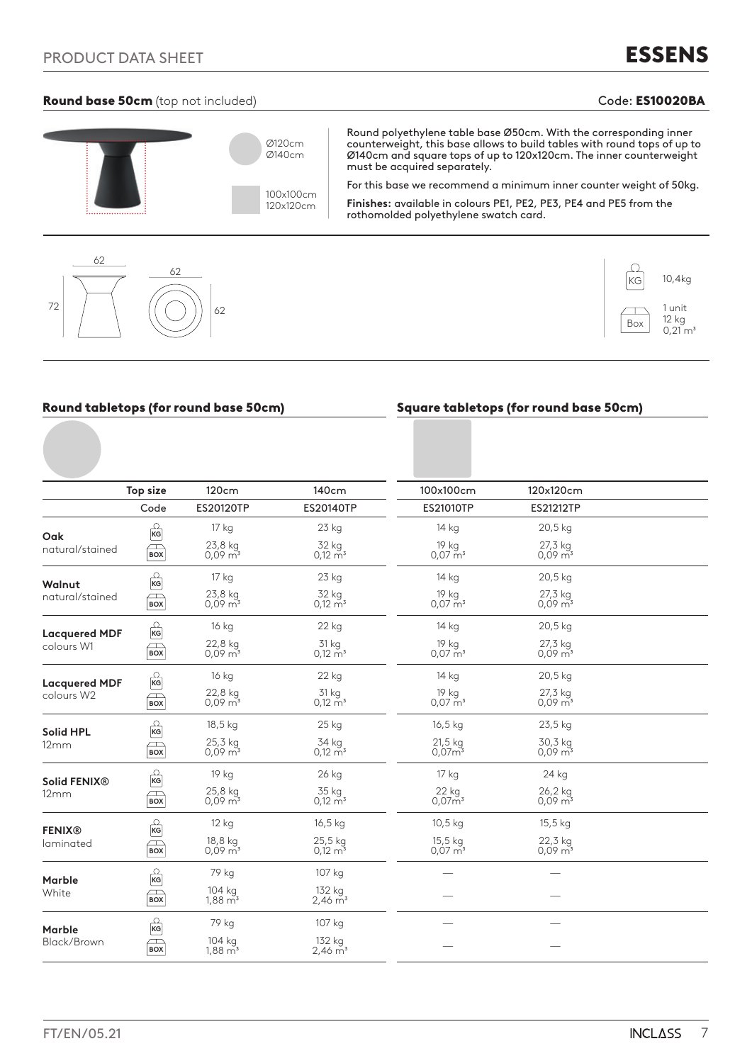# PRODUCT DATA SHEET

## Round base 50cm (top not included)

Code: **ES10020BA**

Ø120cm
Ø140cm

100x100cm
120x120cm

Round polyethylene table base Ø50cm. With the corresponding inner counterweight, this base allows to build tables with round tops of up to Ø140cm and square tops of up to 120x120cm. The inner counterweight must be acquired separately.

For this base we recommend a minimum inner counter weight of 50kg.

**Finishes:** available in colours PE1, PE2, PE3, PE4 and PE5 from the rothomolded polyethylene swatch card.

62 | 62 | 72 | 62

KG: 10,4kg

Box: 1 unit, 12 kg, 0,21 m³

## Round tabletops (for round base 50cm) / Square tabletops (for round base 50cm)

| Top size | | 120cm | 140cm | 100x100cm | 120x120cm |
|---|---|---|---|---|---|
| Code | | ES20120TP | ES20140TP | ES21010TP | ES21212TP |
| **Oak** natural/stained | KG | 17 kg | 23 kg | 14 kg | 20,5 kg |
| | BOX | 23,8 kg 0,09 m³ | 32 kg 0,12 m³ | 19 kg 0,07 m³ | 27,3 kg 0,09 m³ |
| **Walnut** natural/stained | KG | 17 kg | 23 kg | 14 kg | 20,5 kg |
| | BOX | 23,8 kg 0,09 m³ | 32 kg 0,12 m³ | 19 kg 0,07 m³ | 27,3 kg 0,09 m³ |
| **Lacquered MDF** colours W1 | KG | 16 kg | 22 kg | 14 kg | 20,5 kg |
| | BOX | 22,8 kg 0,09 m³ | 31 kg 0,12 m³ | 19 kg 0,07 m³ | 27,3 kg 0,09 m³ |
| **Lacquered MDF** colours W2 | KG | 16 kg | 22 kg | 14 kg | 20,5 kg |
| | BOX | 22,8 kg 0,09 m³ | 31 kg 0,12 m³ | 19 kg 0,07 m³ | 27,3 kg 0,09 m³ |
| **Solid HPL** 12mm | KG | 18,5 kg | 25 kg | 16,5 kg | 23,5 kg |
| | BOX | 25,3 kg 0,09 m³ | 34 kg 0,12 m³ | 21,5 kg 0,07m³ | 30,3 kg 0,09 m³ |
| **Solid FENIX®** 12mm | KG | 19 kg | 26 kg | 17 kg | 24 kg |
| | BOX | 25,8 kg 0,09 m³ | 35 kg 0,12 m³ | 22 kg 0,07m³ | 26,2 kg 0,09 m³ |
| **FENIX®** laminated | KG | 12 kg | 16,5 kg | 10,5 kg | 15,5 kg |
| | BOX | 18,8 kg 0,09 m³ | 25,5 kg 0,12 m³ | 15,5 kg 0,07 m³ | 22,3 kg 0,09 m³ |
| **Marble** White | KG | 79 kg | 107 kg | — | — |
| | BOX | 104 kg 1,88 m³ | 132 kg 2,46 m³ | — | — |
| **Marble** Black/Brown | KG | 79 kg | 107 kg | — | — |
| | BOX | 104 kg 1,88 m³ | 132 kg 2,46 m³ | — | — |

FT/EN/05.21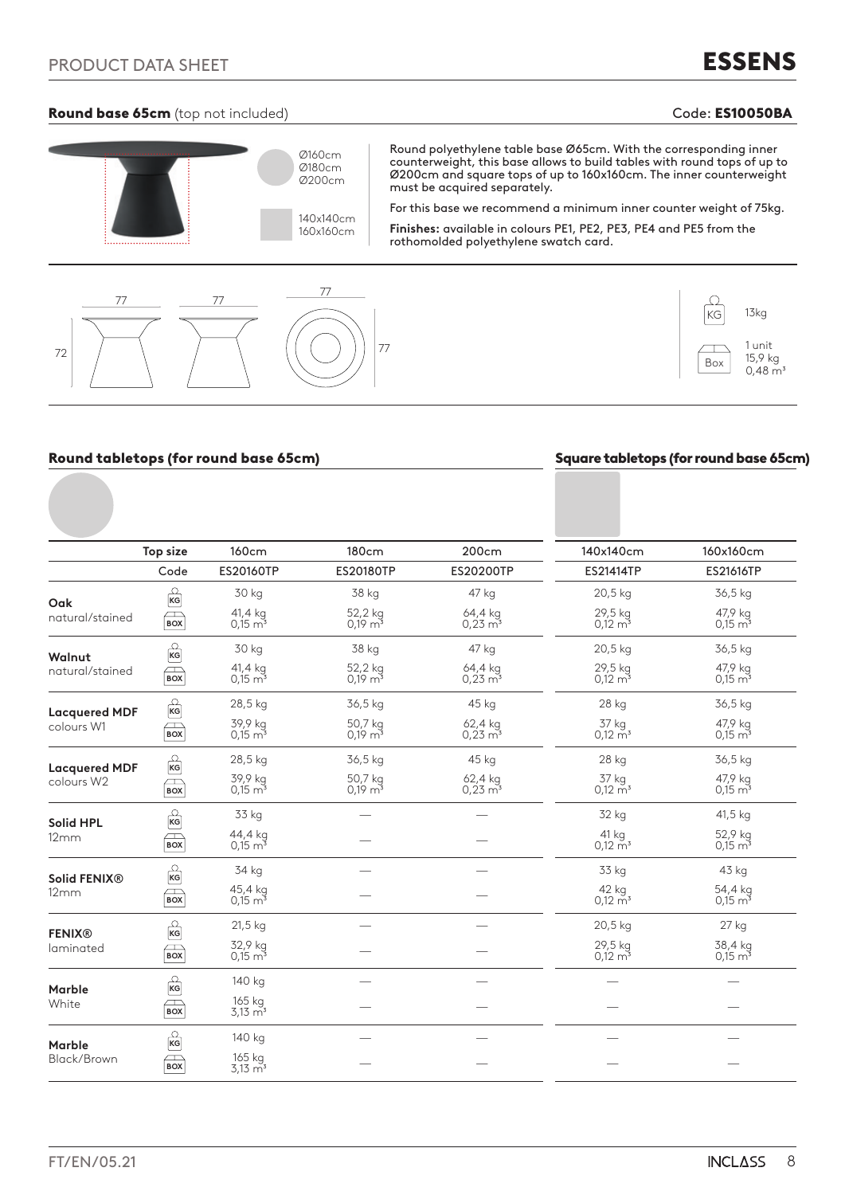## Round base 65cm (top not included)

Code: **ES10050BA**

Ø160cm
Ø180cm
Ø200cm

140x140cm
160x160cm

Round polyethylene table base Ø65cm. With the corresponding inner counterweight, this base allows to build tables with round tops of up to Ø200cm and square tops of up to 160x160cm. The inner counterweight must be acquired separately.

For this base we recommend a minimum inner counter weight of 75kg.

**Finishes:** available in colours PE1, PE2, PE3, PE4 and PE5 from the rothomolded polyethylene swatch card.

77 | 77 | 77 | 72 | 77

KG: 13kg

Box: 1 unit, 15,9 kg, 0,48 m³

## Round tabletops (for round base 65cm) / Square tabletops (for round base 65cm)

| | Top size | 160cm | 180cm | 200cm | 140x140cm | 160x160cm |
|---|---|---|---|---|---|---|
| | Code | ES20160TP | ES20180TP | ES20200TP | ES21414TP | ES21616TP |
| **Oak** natural/stained | KG | 30 kg | 38 kg | 47 kg | 20,5 kg | 36,5 kg |
| | BOX | 41,4 kg 0,15 m³ | 52,2 kg 0,19 m³ | 64,4 kg 0,23 m³ | 29,5 kg 0,12 m³ | 47,9 kg 0,15 m³ |
| **Walnut** natural/stained | KG | 30 kg | 38 kg | 47 kg | 20,5 kg | 36,5 kg |
| | BOX | 41,4 kg 0,15 m³ | 52,2 kg 0,19 m³ | 64,4 kg 0,23 m³ | 29,5 kg 0,12 m³ | 47,9 kg 0,15 m³ |
| **Lacquered MDF** colours W1 | KG | 28,5 kg | 36,5 kg | 45 kg | 28 kg | 36,5 kg |
| | BOX | 39,9 kg 0,15 m³ | 50,7 kg 0,19 m³ | 62,4 kg 0,23 m³ | 37 kg 0,12 m³ | 47,9 kg 0,15 m³ |
| **Lacquered MDF** colours W2 | KG | 28,5 kg | 36,5 kg | 45 kg | 28 kg | 36,5 kg |
| | BOX | 39,9 kg 0,15 m³ | 50,7 kg 0,19 m³ | 62,4 kg 0,23 m³ | 37 kg 0,12 m³ | 47,9 kg 0,15 m³ |
| **Solid HPL** 12mm | KG | 33 kg | — | — | 32 kg | 41,5 kg |
| | BOX | 44,4 kg 0,15 m³ | — | — | 41 kg 0,12 m³ | 52,9 kg 0,15 m³ |
| **Solid FENIX®** 12mm | KG | 34 kg | — | — | 33 kg | 43 kg |
| | BOX | 45,4 kg 0,15 m³ | — | — | 42 kg 0,12 m³ | 54,4 kg 0,15 m³ |
| **FENIX®** laminated | KG | 21,5 kg | — | — | 20,5 kg | 27 kg |
| | BOX | 32,9 kg 0,15 m³ | — | — | 29,5 kg 0,12 m³ | 38,4 kg 0,15 m³ |
| **Marble** White | KG | 140 kg | — | — | — | — |
| | BOX | 165 kg 3,13 m³ | — | — | — | — |
| **Marble** Black/Brown | KG | 140 kg | — | — | — | — |
| | BOX | 165 kg 3,13 m³ | — | — | — | — |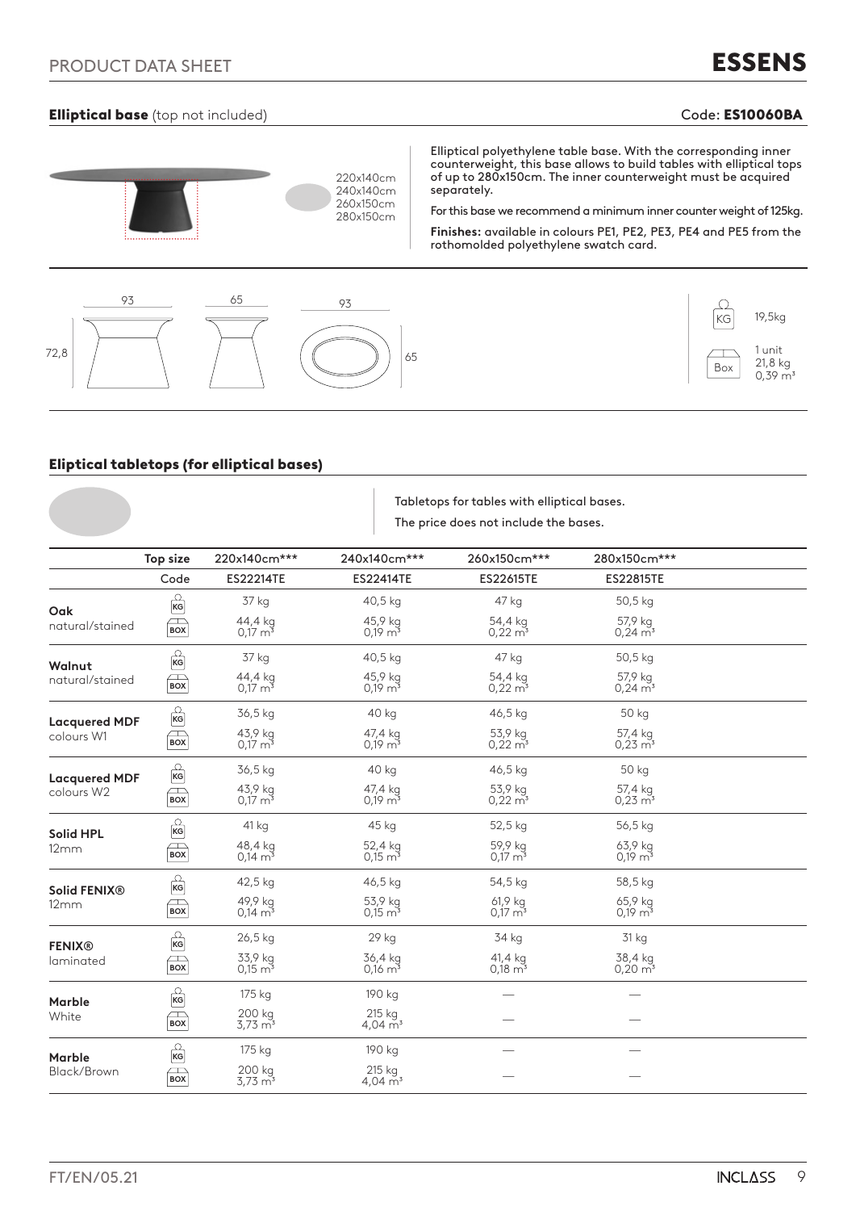## **Elliptical base** (top not included)

Code: **ES10060BA**

220x140cm
240x140cm
260x150cm
280x150cm

Elliptical polyethylene table base. With the corresponding inner counterweight, this base allows to build tables with elliptical tops of up to 280x150cm. The inner counterweight must be acquired separately.

For this base we recommend a minimum inner counter weight of 125kg.

**Finishes:** available in colours PE1, PE2, PE3, PE4 and PE5 from the rothomolded polyethylene swatch card.

93 | 65 | 93 | 65 | 72,8

KG: 19,5kg

Box: 1 unit, 21,8 kg, 0,39 m³

## **Eliptical tabletops (for elliptical bases)**

Tabletops for tables with elliptical bases.

The price does not include the bases.

| | Top size | 220x140cm*** | 240x140cm*** | 260x150cm*** | 280x150cm*** |
|---|---|---|---|---|---|
| | Code | ES22214TE | ES22414TE | ES22615TE | ES22815TE |
| **Oak** natural/stained | KG | 37 kg | 40,5 kg | 47 kg | 50,5 kg |
| | BOX | 44,4 kg 0,17 m³ | 45,9 kg 0,19 m³ | 54,4 kg 0,22 m³ | 57,9 kg 0,24 m³ |
| **Walnut** natural/stained | KG | 37 kg | 40,5 kg | 47 kg | 50,5 kg |
| | BOX | 44,4 kg 0,17 m³ | 45,9 kg 0,19 m³ | 54,4 kg 0,22 m³ | 57,9 kg 0,24 m³ |
| **Lacquered MDF** colours W1 | KG | 36,5 kg | 40 kg | 46,5 kg | 50 kg |
| | BOX | 43,9 kg 0,17 m³ | 47,4 kg 0,19 m³ | 53,9 kg 0,22 m³ | 57,4 kg 0,23 m³ |
| **Lacquered MDF** colours W2 | KG | 36,5 kg | 40 kg | 46,5 kg | 50 kg |
| | BOX | 43,9 kg 0,17 m³ | 47,4 kg 0,19 m³ | 53,9 kg 0,22 m³ | 57,4 kg 0,23 m³ |
| **Solid HPL** 12mm | KG | 41 kg | 45 kg | 52,5 kg | 56,5 kg |
| | BOX | 48,4 kg 0,14 m³ | 52,4 kg 0,15 m³ | 59,9 kg 0,17 m³ | 63,9 kg 0,19 m³ |
| **Solid FENIX®** 12mm | KG | 42,5 kg | 46,5 kg | 54,5 kg | 58,5 kg |
| | BOX | 49,9 kg 0,14 m³ | 53,9 kg 0,15 m³ | 61,9 kg 0,17 m³ | 65,9 kg 0,19 m³ |
| **FENIX®** laminated | KG | 26,5 kg | 29 kg | 34 kg | 31 kg |
| | BOX | 33,9 kg 0,15 m³ | 36,4 kg 0,16 m³ | 41,4 kg 0,18 m³ | 38,4 kg 0,20 m³ |
| **Marble** White | KG | 175 kg | 190 kg | — | — |
| | BOX | 200 kg 3,73 m³ | 215 kg 4,04 m³ | — | — |
| **Marble** Black/Brown | KG | 175 kg | 190 kg | — | — |
| | BOX | 200 kg 3,73 m³ | 215 kg 4,04 m³ | — | — |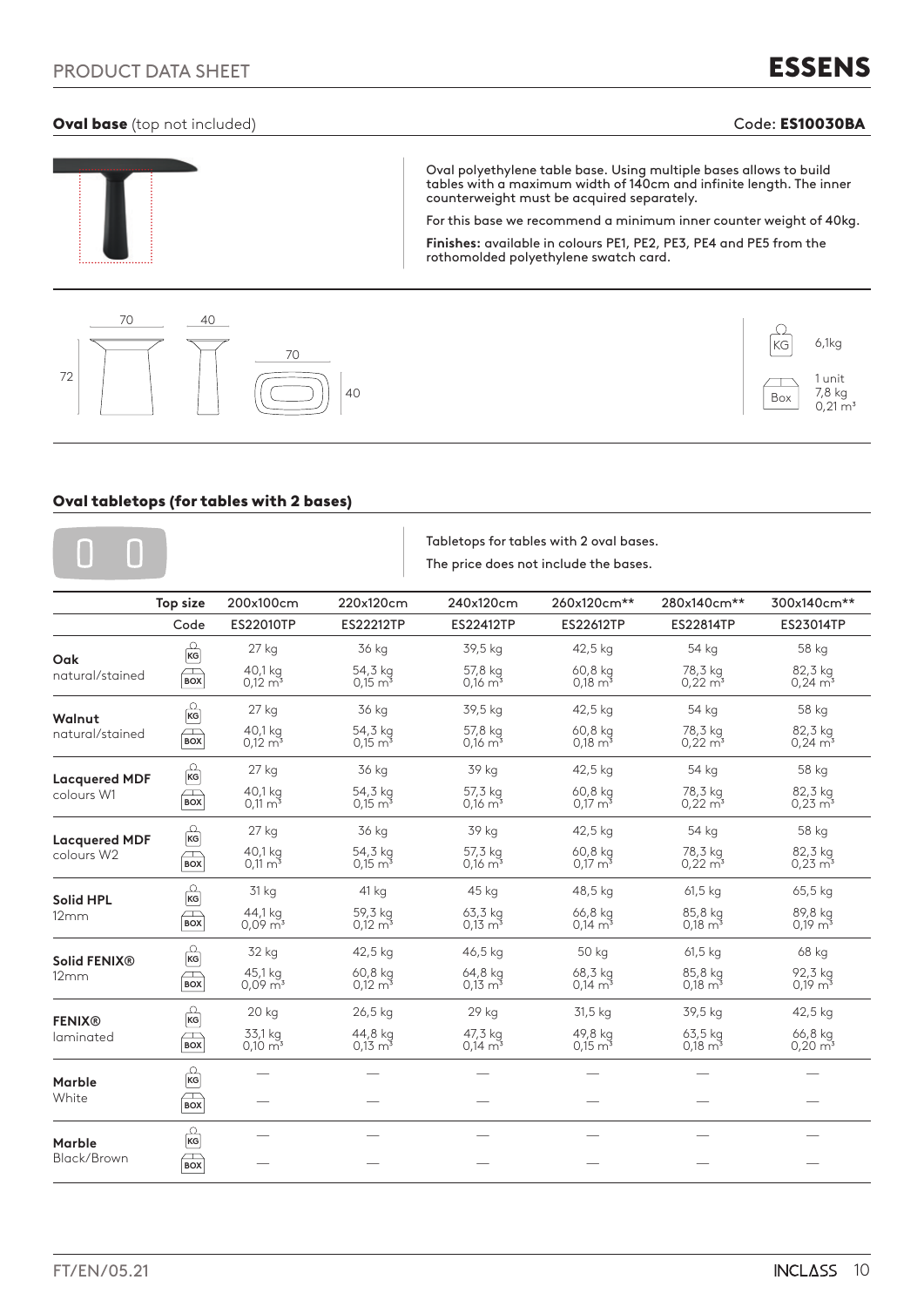PRODUCT DATA SHEET

# ESSENS

## Oval base (top not included)

Code: **ES10030BA**

Oval polyethylene table base. Using multiple bases allows to build tables with a maximum width of 140cm and infinite length. The inner counterweight must be acquired separately.

For this base we recommend a minimum inner counter weight of 40kg.

**Finishes:** available in colours PE1, PE2, PE3, PE4 and PE5 from the rothomolded polyethylene swatch card.

70 40 72 70 40

KG 6,1kg

Box 1 unit 7,8 kg $0{,}21\ m^3$

## Oval tabletops (for tables with 2 bases)

Tabletops for tables with 2 oval bases.

The price does not include the bases.

| Top size | | 200x100cm | 220x120cm | 240x120cm | 260x120cm** | 280x140cm** | 300x140cm** |
|---|---|---|---|---|---|---|---|
| | Code | ES22010TP | ES22212TP | ES22412TP | ES22612TP | ES22814TP | ES23014TP |
| **Oak** natural/stained | KG | 27 kg | 36 kg | 39,5 kg | 42,5 kg | 54 kg | 58 kg |
| | BOX | 40,1 kg $0{,}12\ m^3$ | 54,3 kg $0{,}15\ m^3$ | 57,8 kg $0{,}16\ m^3$ | 60,8 kg $0{,}18\ m^3$ | 78,3 kg $0{,}22\ m^3$ | 82,3 kg $0{,}24\ m^3$ |
| **Walnut** natural/stained | KG | 27 kg | 36 kg | 39,5 kg | 42,5 kg | 54 kg | 58 kg |
| | BOX | 40,1 kg $0{,}12\ m^3$ | 54,3 kg $0{,}15\ m^3$ | 57,8 kg $0{,}16\ m^3$ | 60,8 kg $0{,}18\ m^3$ | 78,3 kg $0{,}22\ m^3$ | 82,3 kg $0{,}24\ m^3$ |
| **Lacquered MDF** colours W1 | KG | 27 kg | 36 kg | 39 kg | 42,5 kg | 54 kg | 58 kg |
| | BOX | 40,1 kg $0{,}11\ m^3$ | 54,3 kg $0{,}15\ m^3$ | 57,3 kg $0{,}16\ m^3$ | 60,8 kg $0{,}17\ m^3$ | 78,3 kg $0{,}22\ m^3$ | 82,3 kg $0{,}23\ m^3$ |
| **Lacquered MDF** colours W2 | KG | 27 kg | 36 kg | 39 kg | 42,5 kg | 54 kg | 58 kg |
| | BOX | 40,1 kg $0{,}11\ m^3$ | 54,3 kg $0{,}15\ m^3$ | 57,3 kg $0{,}16\ m^3$ | 60,8 kg $0{,}17\ m^3$ | 78,3 kg $0{,}22\ m^3$ | 82,3 kg $0{,}23\ m^3$ |
| **Solid HPL** 12mm | KG | 31 kg | 41 kg | 45 kg | 48,5 kg | 61,5 kg | 65,5 kg |
| | BOX | 44,1 kg $0{,}09\ m^3$ | 59,3 kg $0{,}12\ m^3$ | 63,3 kg $0{,}13\ m^3$ | 66,8 kg $0{,}14\ m^3$ | 85,8 kg $0{,}18\ m^3$ | 89,8 kg $0{,}19\ m^3$ |
| **Solid FENIX®** 12mm | KG | 32 kg | 42,5 kg | 46,5 kg | 50 kg | 61,5 kg | 68 kg |
| | BOX | 45,1 kg $0{,}09\ m^3$ | 60,8 kg $0{,}12\ m^3$ | 64,8 kg $0{,}13\ m^3$ | 68,3 kg $0{,}14\ m^3$ | 85,8 kg $0{,}18\ m^3$ | 92,3 kg $0{,}19\ m^3$ |
| **FENIX®** laminated | KG | 20 kg | 26,5 kg | 29 kg | 31,5 kg | 39,5 kg | 42,5 kg |
| | BOX | 33,1 kg $0{,}10\ m^3$ | 44,8 kg $0{,}13\ m^3$ | 47,3 kg $0{,}14\ m^3$ | 49,8 kg $0{,}15\ m^3$ | 63,5 kg $0{,}18\ m^3$ | 66,8 kg $0{,}20\ m^3$ |
| **Marble** White | KG | — | — | — | — | — | — |
| | BOX | — | — | — | — | — | — |
| **Marble** Black/Brown | KG | — | — | — | — | — | — |
| | BOX | — | — | — | — | — | — |

FT/EN/05.21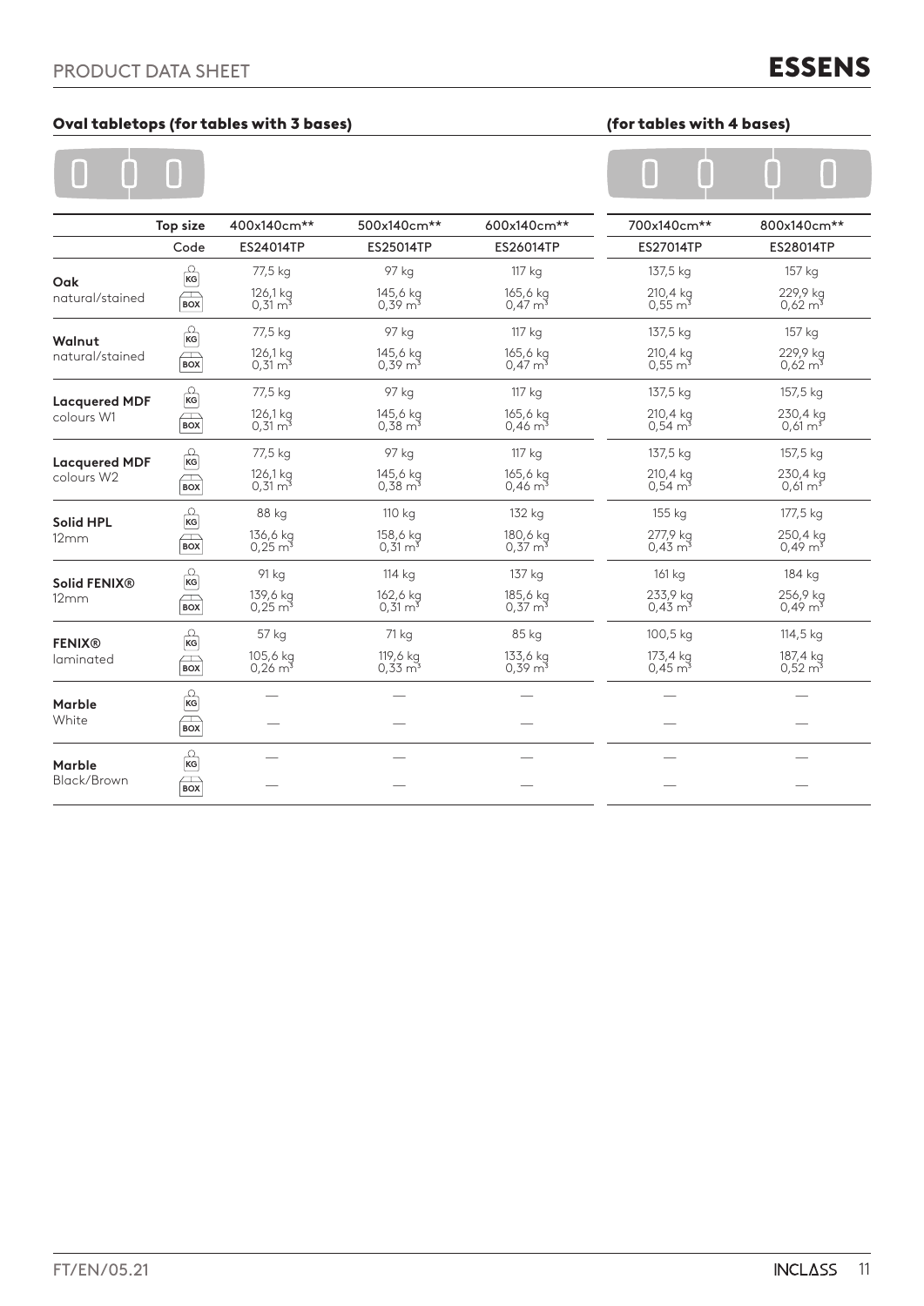## Oval tabletops (for tables with 3 bases)

## (for tables with 4 bases)

| | Top size | 400x140cm** | 500x140cm** | 600x140cm** | 700x140cm** | 800x140cm** |
|---|---|---|---|---|---|---|
| | Code | ES24014TP | ES25014TP | ES26014TP | ES27014TP | ES28014TP |
| **Oak** natural/stained | KG | 77,5 kg | 97 kg | 117 kg | 137,5 kg | 157 kg |
| | BOX | 126,1 kg 0,31 m³ | 145,6 kg 0,39 m³ | 165,6 kg 0,47 m³ | 210,4 kg 0,55 m³ | 229,9 kg 0,62 m³ |
| **Walnut** natural/stained | KG | 77,5 kg | 97 kg | 117 kg | 137,5 kg | 157 kg |
| | BOX | 126,1 kg 0,31 m³ | 145,6 kg 0,39 m³ | 165,6 kg 0,47 m³ | 210,4 kg 0,55 m³ | 229,9 kg 0,62 m³ |
| **Lacquered MDF** colours W1 | KG | 77,5 kg | 97 kg | 117 kg | 137,5 kg | 157,5 kg |
| | BOX | 126,1 kg 0,31 m³ | 145,6 kg 0,38 m³ | 165,6 kg 0,46 m³ | 210,4 kg 0,54 m³ | 230,4 kg 0,61 m³ |
| **Lacquered MDF** colours W2 | KG | 77,5 kg | 97 kg | 117 kg | 137,5 kg | 157,5 kg |
| | BOX | 126,1 kg 0,31 m³ | 145,6 kg 0,38 m³ | 165,6 kg 0,46 m³ | 210,4 kg 0,54 m³ | 230,4 kg 0,61 m³ |
| **Solid HPL** 12mm | KG | 88 kg | 110 kg | 132 kg | 155 kg | 177,5 kg |
| | BOX | 136,6 kg 0,25 m³ | 158,6 kg 0,31 m³ | 180,6 kg 0,37 m³ | 277,9 kg 0,43 m³ | 250,4 kg 0,49 m³ |
| **Solid FENIX®** 12mm | KG | 91 kg | 114 kg | 137 kg | 161 kg | 184 kg |
| | BOX | 139,6 kg 0,25 m³ | 162,6 kg 0,31 m³ | 185,6 kg 0,37 m³ | 233,9 kg 0,43 m³ | 256,9 kg 0,49 m³ |
| **FENIX®** laminated | KG | 57 kg | 71 kg | 85 kg | 100,5 kg | 114,5 kg |
| | BOX | 105,6 kg 0,26 m³ | 119,6 kg 0,33 m³ | 133,6 kg 0,39 m³ | 173,4 kg 0,45 m³ | 187,4 kg 0,52 m³ |
| **Marble** White | KG | — | — | — | — | — |
| | BOX | — | — | — | — | — |
| **Marble** Black/Brown | KG | — | — | — | — | — |
| | BOX | — | — | — | — | — |

FT/EN/05.21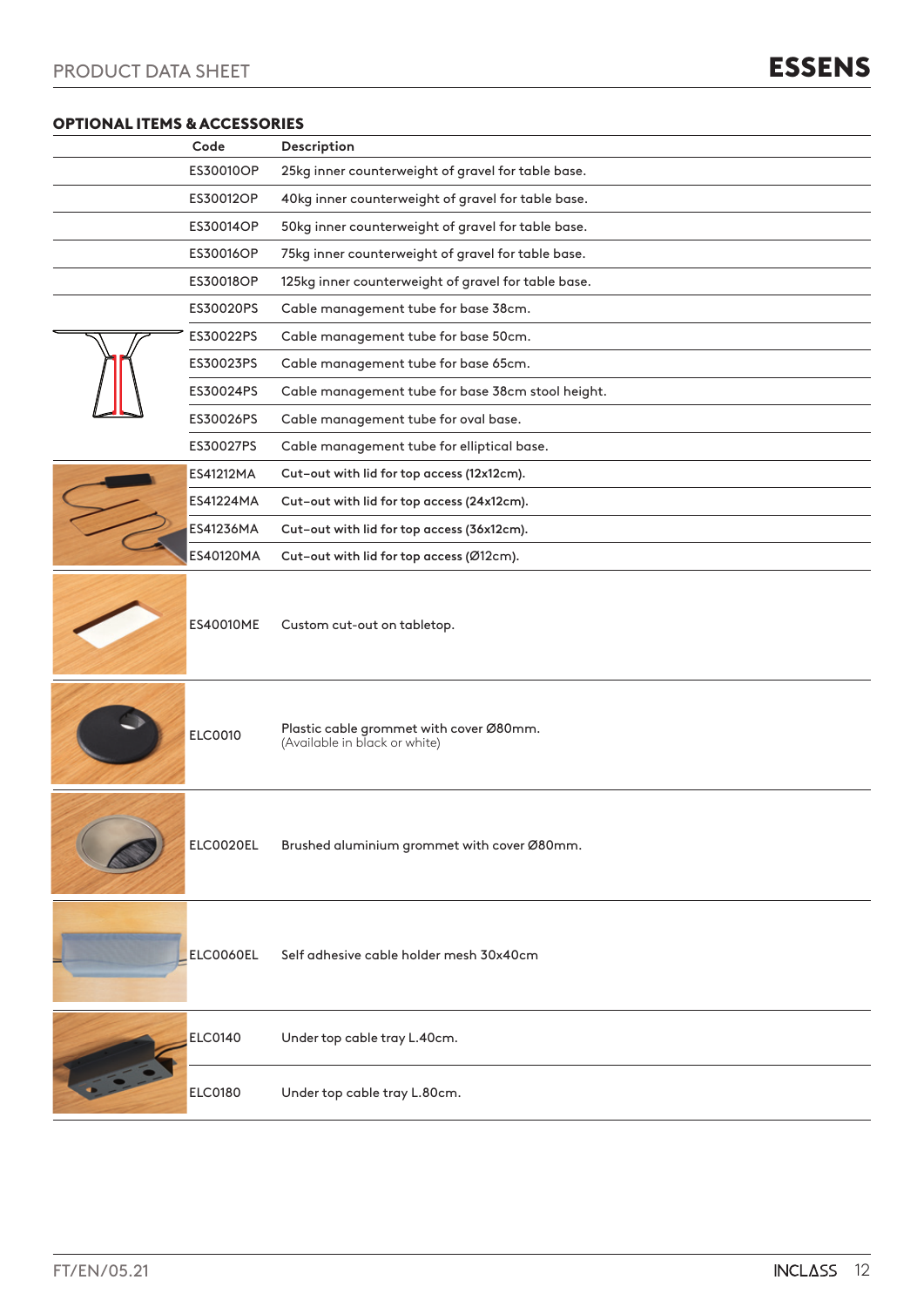## OPTIONAL ITEMS & ACCESSORIES

| Code | Description |
|---|---|
| ES30010OP | 25kg inner counterweight of gravel for table base. |
| ES30012OP | 40kg inner counterweight of gravel for table base. |
| ES30014OP | 50kg inner counterweight of gravel for table base. |
| ES30016OP | 75kg inner counterweight of gravel for table base. |
| ES30018OP | 125kg inner counterweight of gravel for table base. |
| ES30020PS | Cable management tube for base 38cm. |
| ES30022PS | Cable management tube for base 50cm. |
| ES30023PS | Cable management tube for base 65cm. |
| ES30024PS | Cable management tube for base 38cm stool height. |
| ES30026PS | Cable management tube for oval base. |
| ES30027PS | Cable management tube for elliptical base. |
| ES41212MA | Cut-out with lid for top access (12x12cm). |
| ES41224MA | Cut-out with lid for top access (24x12cm). |
| ES41236MA | Cut-out with lid for top access (36x12cm). |
| ES40120MA | Cut-out with lid for top access (Ø12cm). |
| ES40010ME | Custom cut-out on tabletop. |
| ELC0010 | Plastic cable grommet with cover Ø80mm. (Available in black or white) |
| ELC0020EL | Brushed aluminium grommet with cover Ø80mm. |
| ELC0060EL | Self adhesive cable holder mesh 30x40cm |
| ELC0140 | Under top cable tray L.40cm. |
| ELC0180 | Under top cable tray L.80cm. |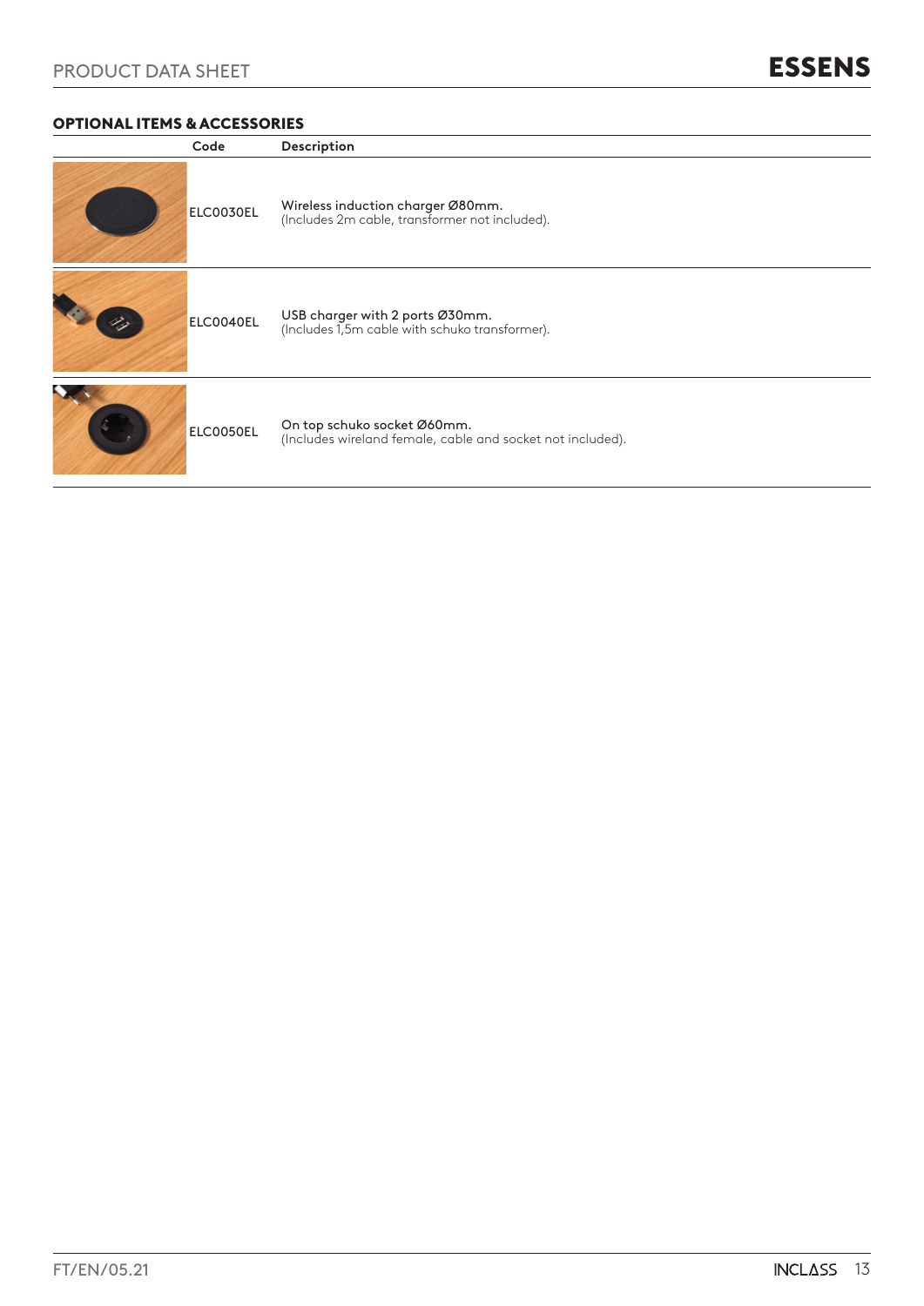## OPTIONAL ITEMS & ACCESSORIES

| | Code | Description |
|---|---|---|
| | ELC0030EL | Wireless induction charger Ø80mm.<br>(Includes 2m cable, transformer not included). |
| | ELC0040EL | USB charger with 2 ports Ø30mm.<br>(Includes 1,5m cable with schuko transformer). |
| | ELC0050EL | On top schuko socket Ø60mm.<br>(Includes wireland female, cable and socket not included). |